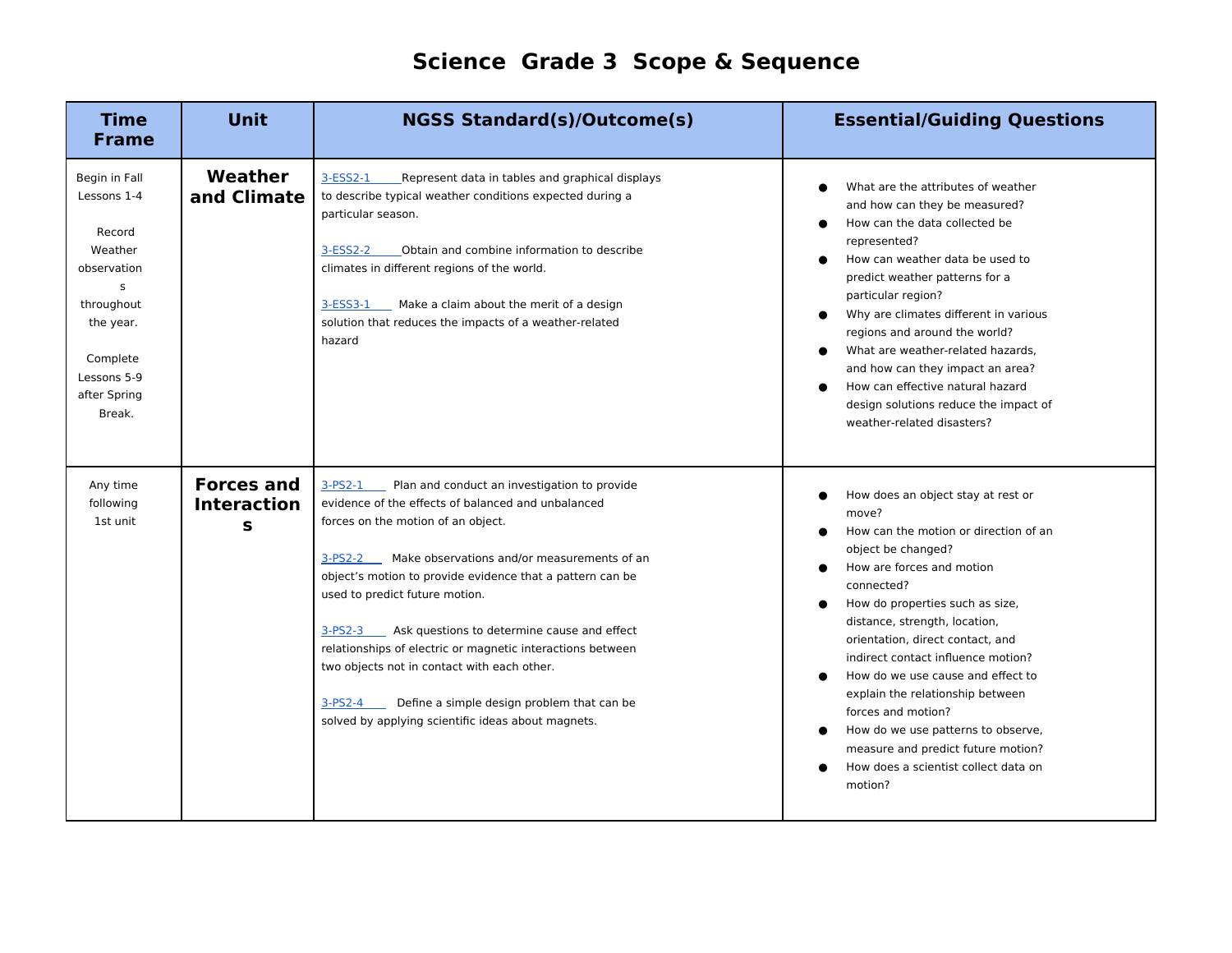# Science Grade 3 Scope & Sequence

| Time Frame | Unit | NGSS Standard(s)/Outcome(s) | Essential/Guiding Questions |
|---|---|---|---|
| Begin in Fall Lessons 1-4<br><br>Record Weather observations throughout the year.<br><br>Complete Lessons 5-9 after Spring Break. | **Weather and Climate** | 3-ESS2-1 Represent data in tables and graphical displays to describe typical weather conditions expected during a particular season.<br><br>3-ESS2-2 Obtain and combine information to describe climates in different regions of the world.<br><br>3-ESS3-1 Make a claim about the merit of a design solution that reduces the impacts of a weather-related hazard | • What are the attributes of weather and how can they be measured?<br>• How can the data collected be represented?<br>• How can weather data be used to predict weather patterns for a particular region?<br>• Why are climates different in various regions and around the world?<br>• What are weather-related hazards, and how can they impact an area?<br>• How can effective natural hazard design solutions reduce the impact of weather-related disasters? |
| Any time following 1st unit | **Forces and Interactions** | 3-PS2-1 Plan and conduct an investigation to provide evidence of the effects of balanced and unbalanced forces on the motion of an object.<br><br>3-PS2-2 Make observations and/or measurements of an object's motion to provide evidence that a pattern can be used to predict future motion.<br><br>3-PS2-3 Ask questions to determine cause and effect relationships of electric or magnetic interactions between two objects not in contact with each other.<br><br>3-PS2-4 Define a simple design problem that can be solved by applying scientific ideas about magnets. | • How does an object stay at rest or move?<br>• How can the motion or direction of an object be changed?<br>• How are forces and motion connected?<br>• How do properties such as size, distance, strength, location, orientation, direct contact, and indirect contact influence motion?<br>• How do we use cause and effect to explain the relationship between forces and motion?<br>• How do we use patterns to observe, measure and predict future motion?<br>• How does a scientist collect data on motion? |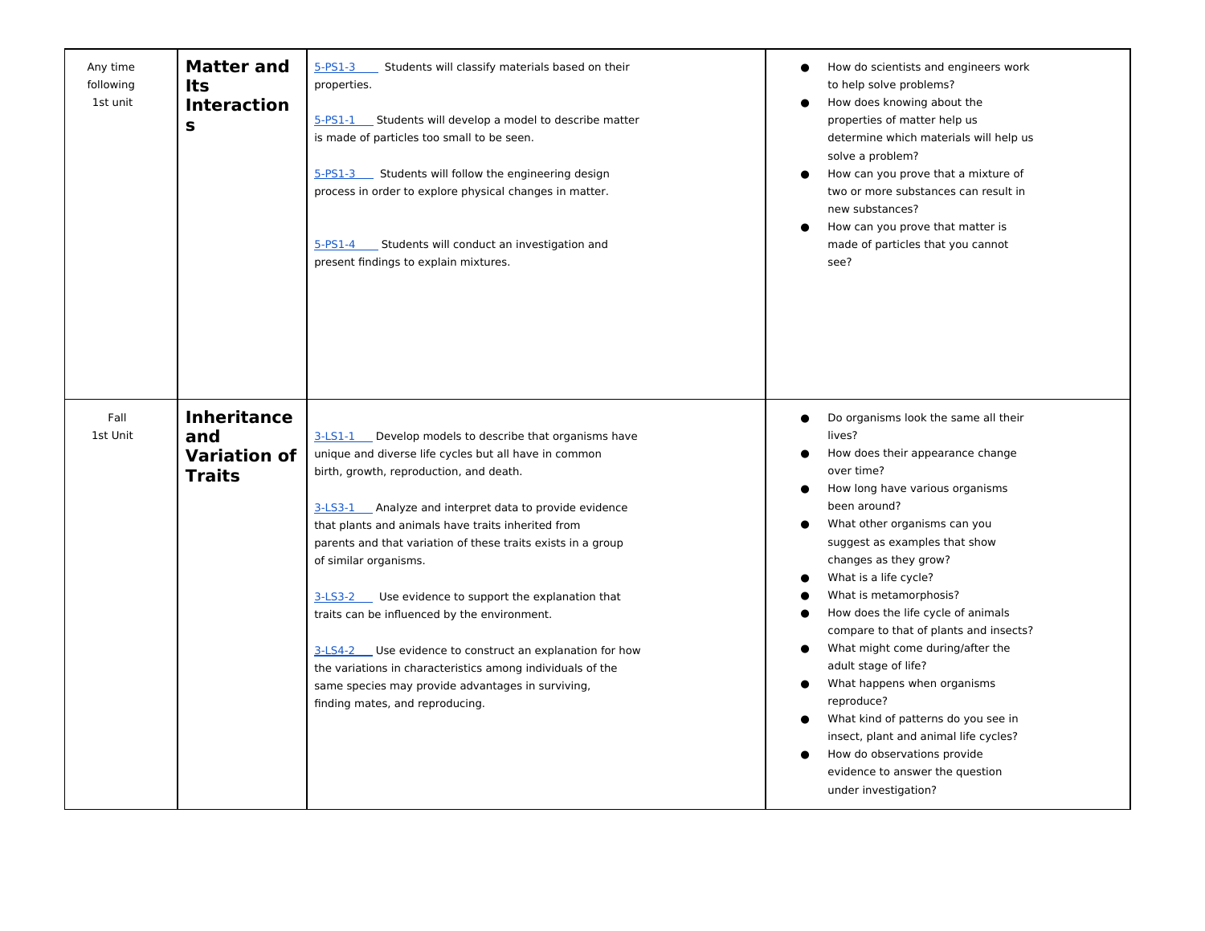| | | | |
|---|---|---|---|
| Any time following 1st unit | **Matter and Its Interactions** | 5-PS1-3 Students will classify materials based on their properties.<br><br>5-PS1-1 Students will develop a model to describe matter is made of particles too small to be seen.<br><br>5-PS1-3 Students will follow the engineering design process in order to explore physical changes in matter.<br><br>5-PS1-4 Students will conduct an investigation and present findings to explain mixtures. | ● How do scientists and engineers work to help solve problems?<br>● How does knowing about the properties of matter help us determine which materials will help us solve a problem?<br>● How can you prove that a mixture of two or more substances can result in new substances?<br>● How can you prove that matter is made of particles that you cannot see? |
| Fall 1st Unit | **Inheritance and Variation of Traits** | 3-LS1-1 Develop models to describe that organisms have unique and diverse life cycles but all have in common birth, growth, reproduction, and death.<br><br>3-LS3-1 Analyze and interpret data to provide evidence that plants and animals have traits inherited from parents and that variation of these traits exists in a group of similar organisms.<br><br>3-LS3-2 Use evidence to support the explanation that traits can be influenced by the environment.<br><br>3-LS4-2 Use evidence to construct an explanation for how the variations in characteristics among individuals of the same species may provide advantages in surviving, finding mates, and reproducing. | ● Do organisms look the same all their lives?<br>● How does their appearance change over time?<br>● How long have various organisms been around?<br>● What other organisms can you suggest as examples that show changes as they grow?<br>● What is a life cycle?<br>● What is metamorphosis?<br>● How does the life cycle of animals compare to that of plants and insects?<br>● What might come during/after the adult stage of life?<br>● What happens when organisms reproduce?<br>● What kind of patterns do you see in insect, plant and animal life cycles?<br>● How do observations provide evidence to answer the question under investigation? |